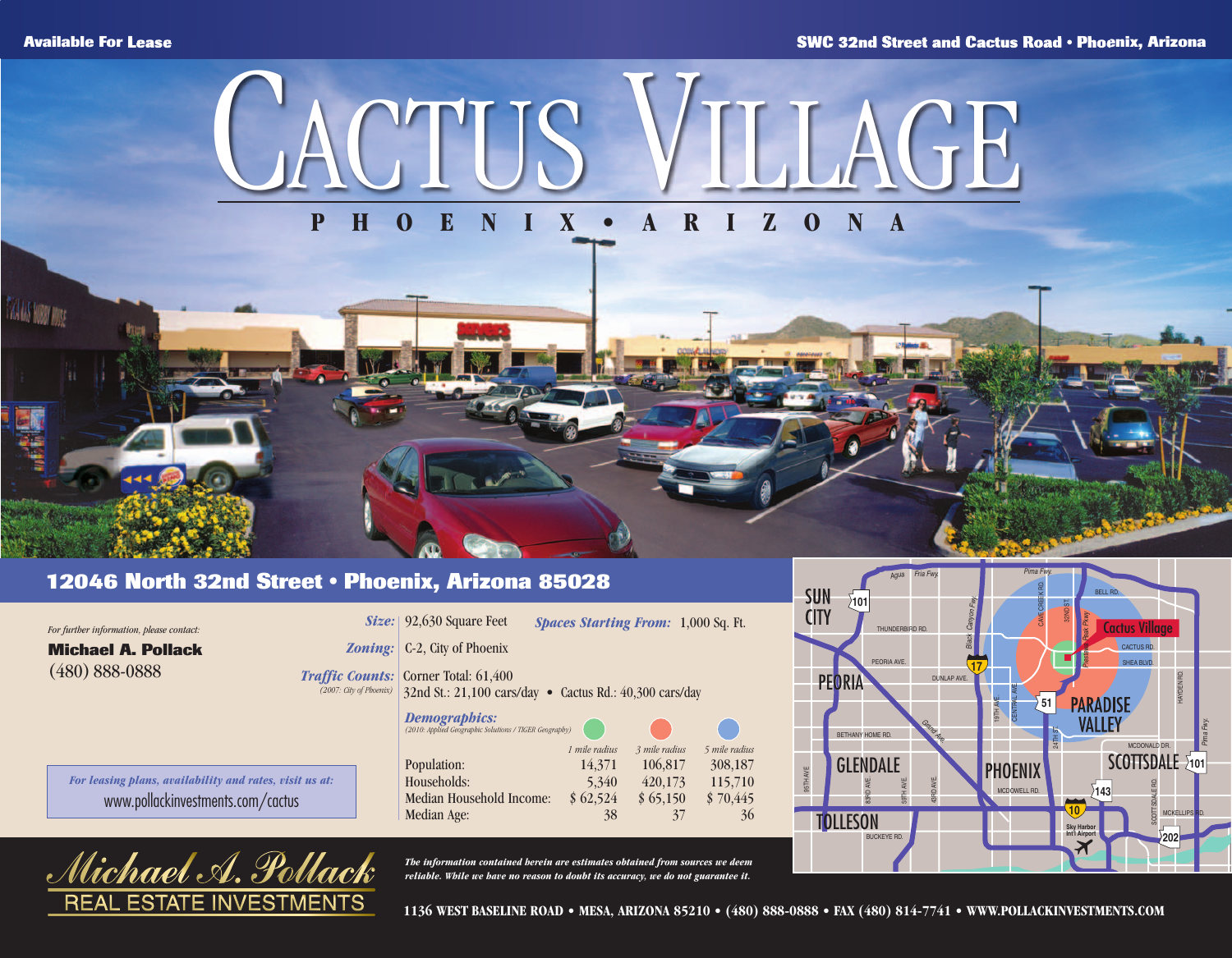**Available For Lease**

**SWC 32nd Street and Cactus Road • Phoenix, Arizona**

# CACTUS VILLAGE

**PHOENIX • ARIZONA**

## 12046 North 32nd Street • Phoenix, Arizona 85028

*For further information, please contact:*

**Michael A. Pollack**
(480) 888-0888

*For leasing plans, availability and rates, visit us at:*
www.pollackinvestments.com/cactus

***Size:*** 92,630 Square Feet ***Spaces Starting From:*** 1,000 Sq. Ft.

***Zoning:*** C-2, City of Phoenix

***Traffic Counts:*** *(2007: City of Phoenix)* Corner Total: 61,400
32nd St.: 21,100 cars/day • Cactus Rd.: 40,300 cars/day

***Demographics:*** *(2010: Applied Geographic Solutions / TIGER Geography)*

| | 1 mile radius | 3 mile radius | 5 mile radius |
|---|---|---|---|
| Population: | 14,371 | 106,817 | 308,187 |
| Households: | 5,340 | 420,173 | 115,710 |
| Median Household Income: | $ 62,524 | $ 65,150 | $ 70,445 |
| Median Age: | 38 | 37 | 36 |

**Michael A. Pollack**
REAL ESTATE INVESTMENTS

***The information contained herein are estimates obtained from sources we deem reliable. While we have no reason to doubt its accuracy, we do not guarantee it.***

**1136 WEST BASELINE ROAD • MESA, ARIZONA 85210 • (480) 888-0888 • FAX (480) 814-7741 • WWW.POLLACKINVESTMENTS.COM**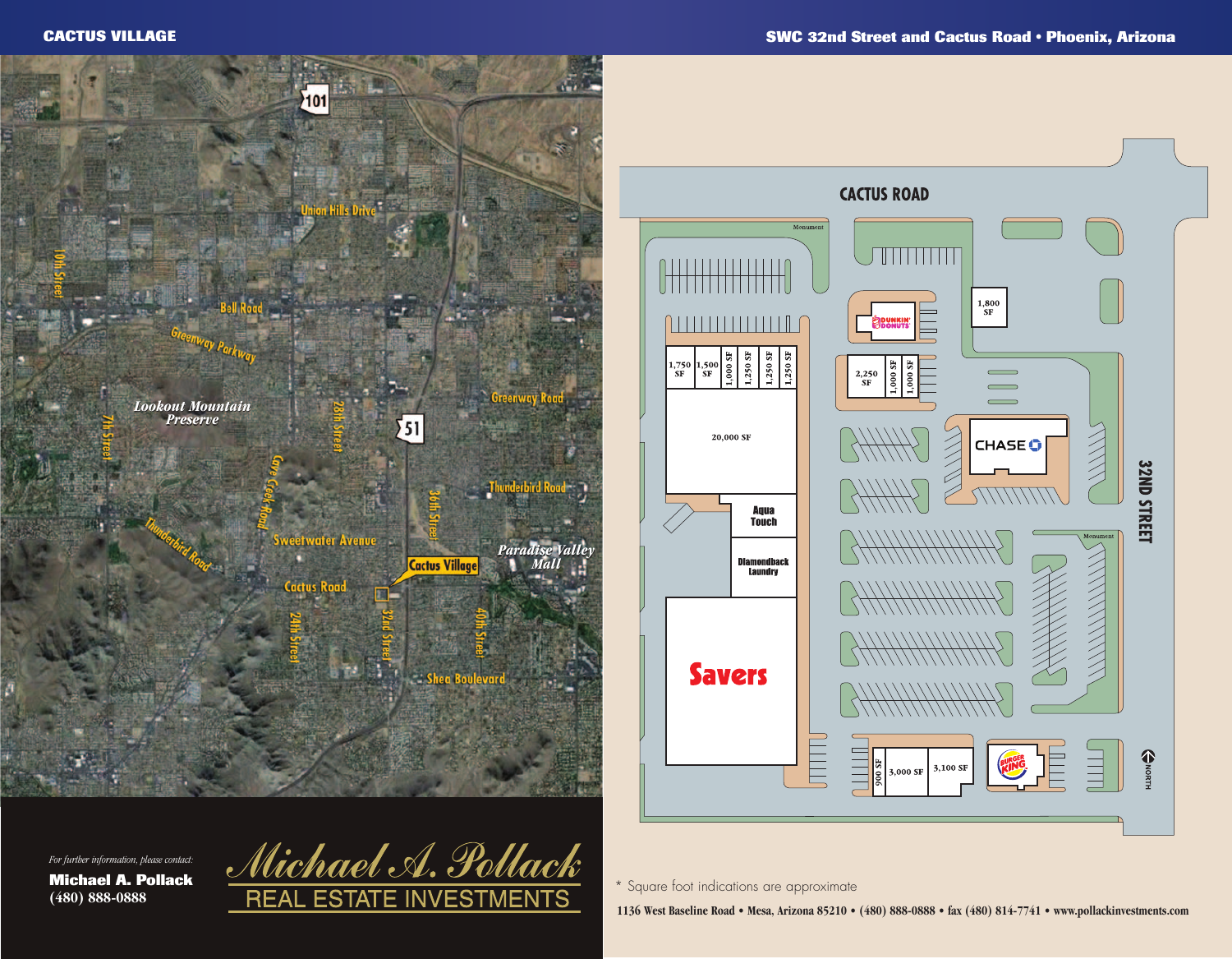CACTUS VILLAGE

SWC 32nd Street and Cactus Road • Phoenix, Arizona

101

Union Hills Drive

10th Street

Bell Road

Greenway Parkway

Lookout Mountain Preserve

7th Street

28th Street

51

Greenway Road

Cave Creek Road

36th Street

Thunderbird Road

Thunderbird Road

Sweetwater Avenue

Paradise Valley Mall

Cactus Village

Cactus Road

24th Street

32nd Street

40th Street

Shea Boulevard

CACTUS ROAD

Monument

1,750 SF

1,500 SF

1,000 SF

1,250 SF

1,250 SF

1,250 SF

20,000 SF

Aqua Touch

Diamondback Laundry

Savers

DUNKIN' DONUTS

1,800 SF

2,250 SF

1,000 SF

1,000 SF

CHASE

Monument

32ND STREET

900 SF

3,000 SF

3,100 SF

BURGER KING

NORTH

*For further information, please contact:*

**Michael A. Pollack**
(480) 888-0888

*Michael A. Pollack*
REAL ESTATE INVESTMENTS

\* Square foot indications are approximate

1136 West Baseline Road • Mesa, Arizona 85210 • (480) 888-0888 • fax (480) 814-7741 • www.pollackinvestments.com